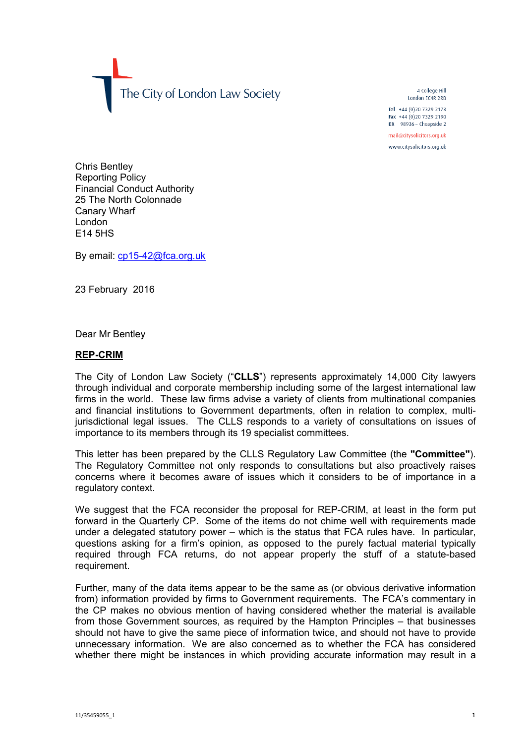The City of London Law Society

4 College Hill
London EC4R 2RB

**Tel** +44 (0)20 7329 2173
**Fax** +44 (0)20 7329 2190
**DX** 98936 – Cheapside 2

mail@citysolicitors.org.uk

www.citysolicitors.org.uk

Chris Bentley
Reporting Policy
Financial Conduct Authority
25 The North Colonnade
Canary Wharf
London
E14 5HS

By email: cp15-42@fca.org.uk

23 February 2016

Dear Mr Bentley

**REP-CRIM**

The City of London Law Society ("**CLLS**") represents approximately 14,000 City lawyers through individual and corporate membership including some of the largest international law firms in the world. These law firms advise a variety of clients from multinational companies and financial institutions to Government departments, often in relation to complex, multi-jurisdictional legal issues. The CLLS responds to a variety of consultations on issues of importance to its members through its 19 specialist committees.

This letter has been prepared by the CLLS Regulatory Law Committee (the **"Committee"**). The Regulatory Committee not only responds to consultations but also proactively raises concerns where it becomes aware of issues which it considers to be of importance in a regulatory context.

We suggest that the FCA reconsider the proposal for REP-CRIM, at least in the form put forward in the Quarterly CP. Some of the items do not chime well with requirements made under a delegated statutory power – which is the status that FCA rules have. In particular, questions asking for a firm's opinion, as opposed to the purely factual material typically required through FCA returns, do not appear properly the stuff of a statute-based requirement.

Further, many of the data items appear to be the same as (or obvious derivative information from) information provided by firms to Government requirements. The FCA's commentary in the CP makes no obvious mention of having considered whether the material is available from those Government sources, as required by the Hampton Principles – that businesses should not have to give the same piece of information twice, and should not have to provide unnecessary information. We are also concerned as to whether the FCA has considered whether there might be instances in which providing accurate information may result in a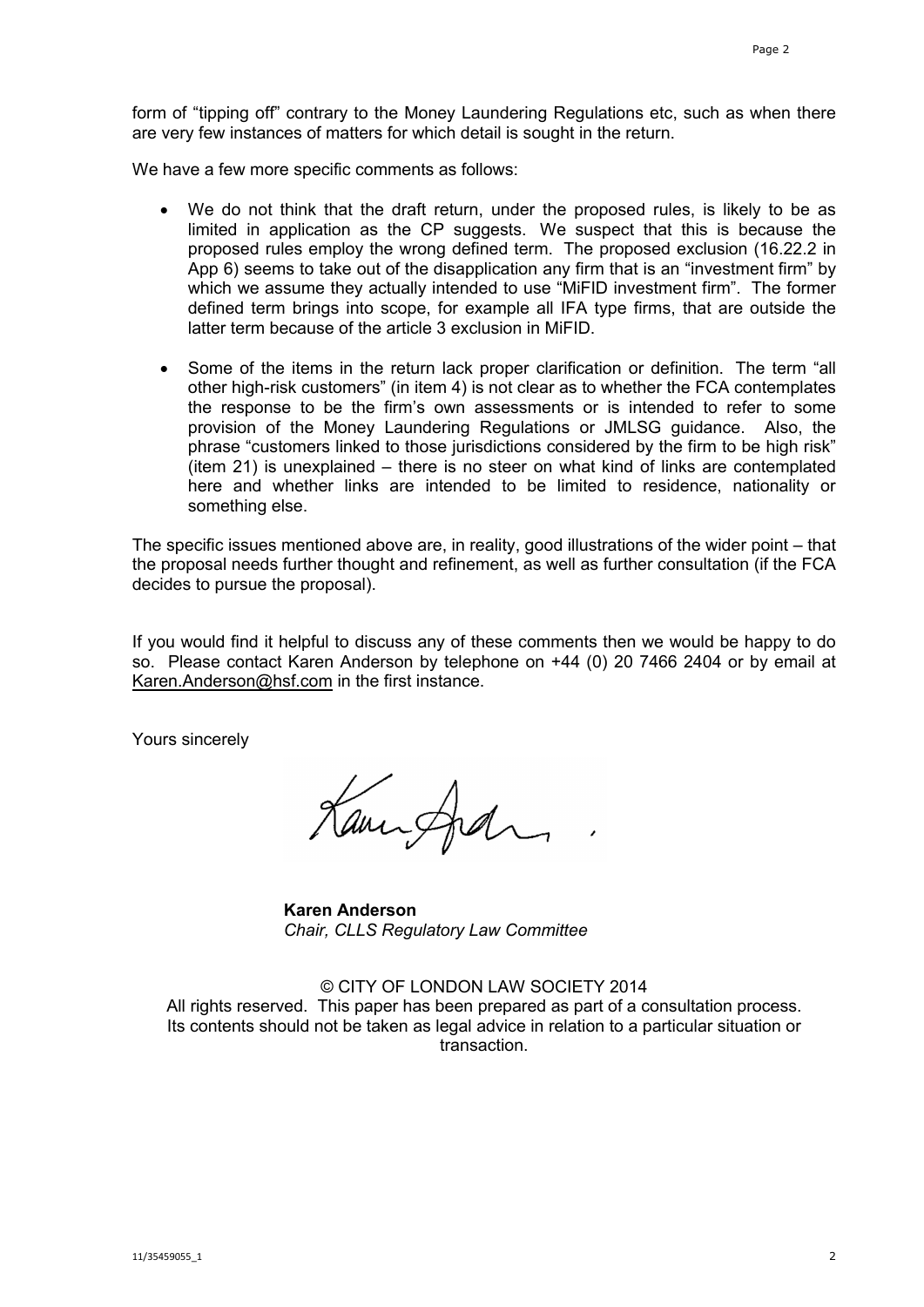form of "tipping off" contrary to the Money Laundering Regulations etc, such as when there are very few instances of matters for which detail is sought in the return.

We have a few more specific comments as follows:

- We do not think that the draft return, under the proposed rules, is likely to be as limited in application as the CP suggests. We suspect that this is because the proposed rules employ the wrong defined term. The proposed exclusion (16.22.2 in App 6) seems to take out of the disapplication any firm that is an "investment firm" by which we assume they actually intended to use "MiFID investment firm". The former defined term brings into scope, for example all IFA type firms, that are outside the latter term because of the article 3 exclusion in MiFID.
- Some of the items in the return lack proper clarification or definition. The term "all other high-risk customers" (in item 4) is not clear as to whether the FCA contemplates the response to be the firm's own assessments or is intended to refer to some provision of the Money Laundering Regulations or JMLSG guidance. Also, the phrase "customers linked to those jurisdictions considered by the firm to be high risk" (item 21) is unexplained – there is no steer on what kind of links are contemplated here and whether links are intended to be limited to residence, nationality or something else.

The specific issues mentioned above are, in reality, good illustrations of the wider point – that the proposal needs further thought and refinement, as well as further consultation (if the FCA decides to pursue the proposal).

If you would find it helpful to discuss any of these comments then we would be happy to do so. Please contact Karen Anderson by telephone on +44 (0) 20 7466 2404 or by email at Karen.Anderson@hsf.com in the first instance.

Yours sincerely

**Karen Anderson**
*Chair, CLLS Regulatory Law Committee*

© CITY OF LONDON LAW SOCIETY 2014
All rights reserved. This paper has been prepared as part of a consultation process. Its contents should not be taken as legal advice in relation to a particular situation or transaction.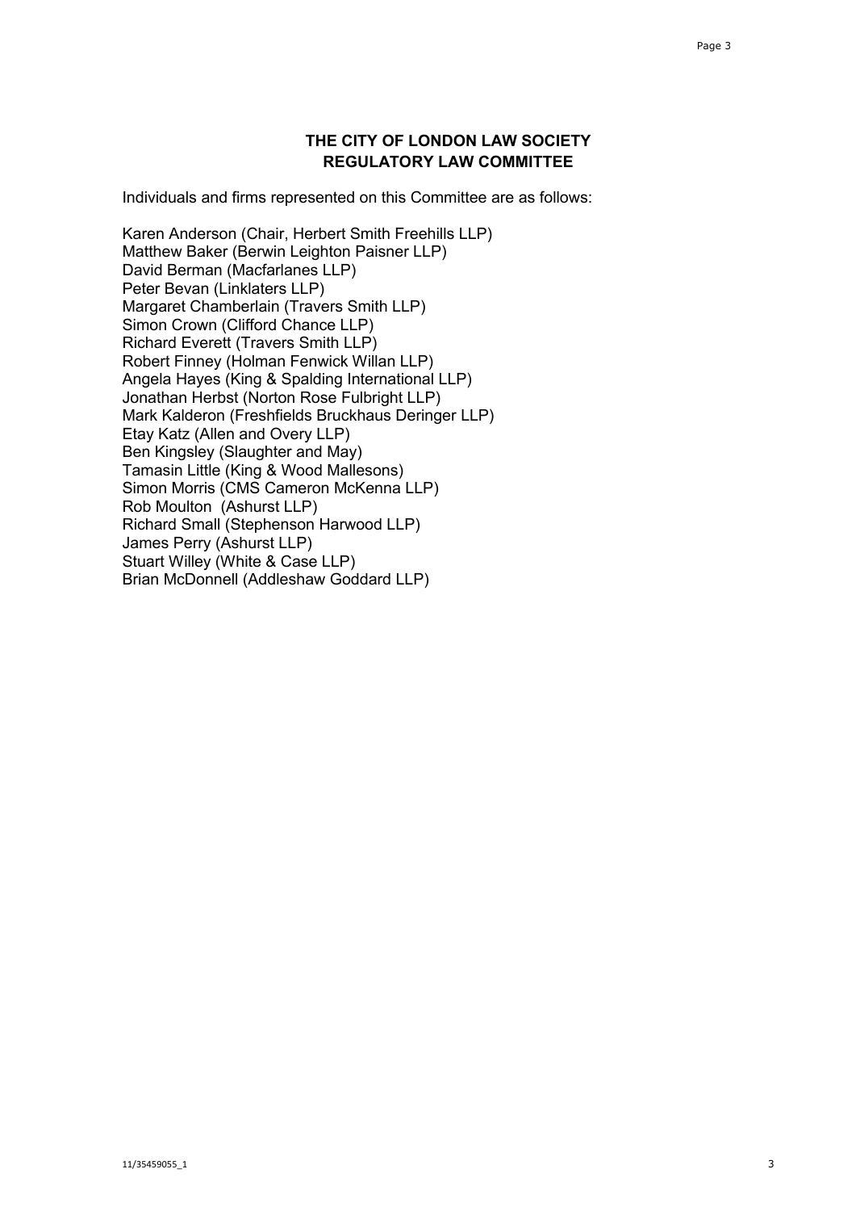**THE CITY OF LONDON LAW SOCIETY**
**REGULATORY LAW COMMITTEE**

Individuals and firms represented on this Committee are as follows:

Karen Anderson (Chair, Herbert Smith Freehills LLP)
Matthew Baker (Berwin Leighton Paisner LLP)
David Berman (Macfarlanes LLP)
Peter Bevan (Linklaters LLP)
Margaret Chamberlain (Travers Smith LLP)
Simon Crown (Clifford Chance LLP)
Richard Everett (Travers Smith LLP)
Robert Finney (Holman Fenwick Willan LLP)
Angela Hayes (King & Spalding International LLP)
Jonathan Herbst (Norton Rose Fulbright LLP)
Mark Kalderon (Freshfields Bruckhaus Deringer LLP)
Etay Katz (Allen and Overy LLP)
Ben Kingsley (Slaughter and May)
Tamasin Little (King & Wood Mallesons)
Simon Morris (CMS Cameron McKenna LLP)
Rob Moulton (Ashurst LLP)
Richard Small (Stephenson Harwood LLP)
James Perry (Ashurst LLP)
Stuart Willey (White & Case LLP)
Brian McDonnell (Addleshaw Goddard LLP)